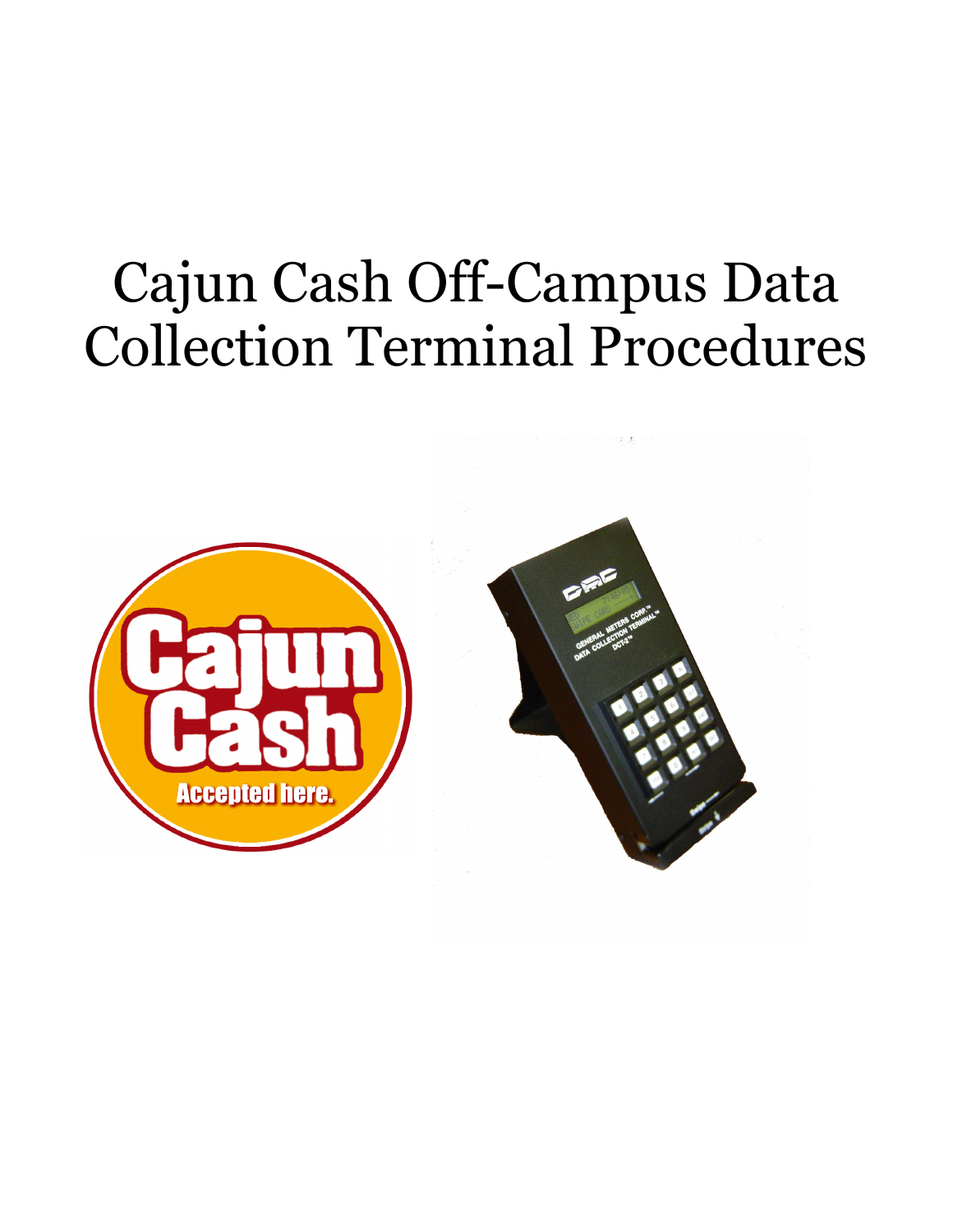# Cajun Cash Off-Campus Data Collection Terminal Procedures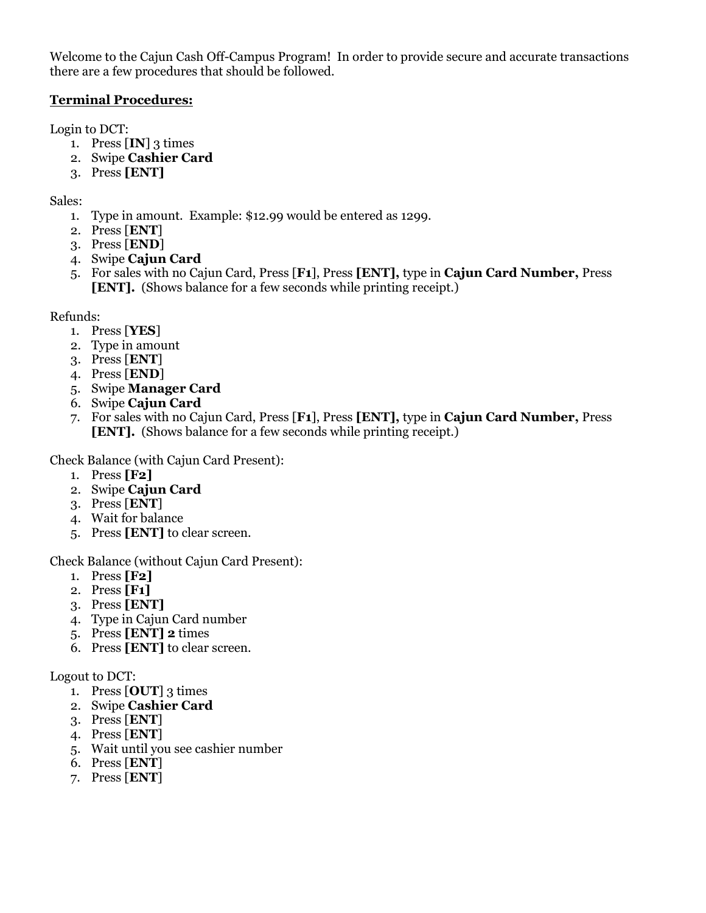Welcome to the Cajun Cash Off-Campus Program! In order to provide secure and accurate transactions there are a few procedures that should be followed.

**Terminal Procedures:**

Login to DCT:

1. Press [**IN**] 3 times
2. Swipe **Cashier Card**
3. Press **[ENT]**

Sales:

1. Type in amount. Example: $12.99 would be entered as 1299.
2. Press [**ENT**]
3. Press [**END**]
4. Swipe **Cajun Card**
5. For sales with no Cajun Card, Press [**F1**], Press **[ENT],** type in **Cajun Card Number,** Press **[ENT].** (Shows balance for a few seconds while printing receipt.)

Refunds:

1. Press [**YES**]
2. Type in amount
3. Press [**ENT**]
4. Press [**END**]
5. Swipe **Manager Card**
6. Swipe **Cajun Card**
7. For sales with no Cajun Card, Press [**F1**], Press **[ENT],** type in **Cajun Card Number,** Press **[ENT].** (Shows balance for a few seconds while printing receipt.)

Check Balance (with Cajun Card Present):

1. Press **[F2]**
2. Swipe **Cajun Card**
3. Press [**ENT**]
4. Wait for balance
5. Press **[ENT]** to clear screen.

Check Balance (without Cajun Card Present):

1. Press **[F2]**
2. Press **[F1]**
3. Press **[ENT]**
4. Type in Cajun Card number
5. Press **[ENT] 2** times
6. Press **[ENT]** to clear screen.

Logout to DCT:

1. Press [**OUT**] 3 times
2. Swipe **Cashier Card**
3. Press [**ENT**]
4. Press [**ENT**]
5. Wait until you see cashier number
6. Press [**ENT**]
7. Press [**ENT**]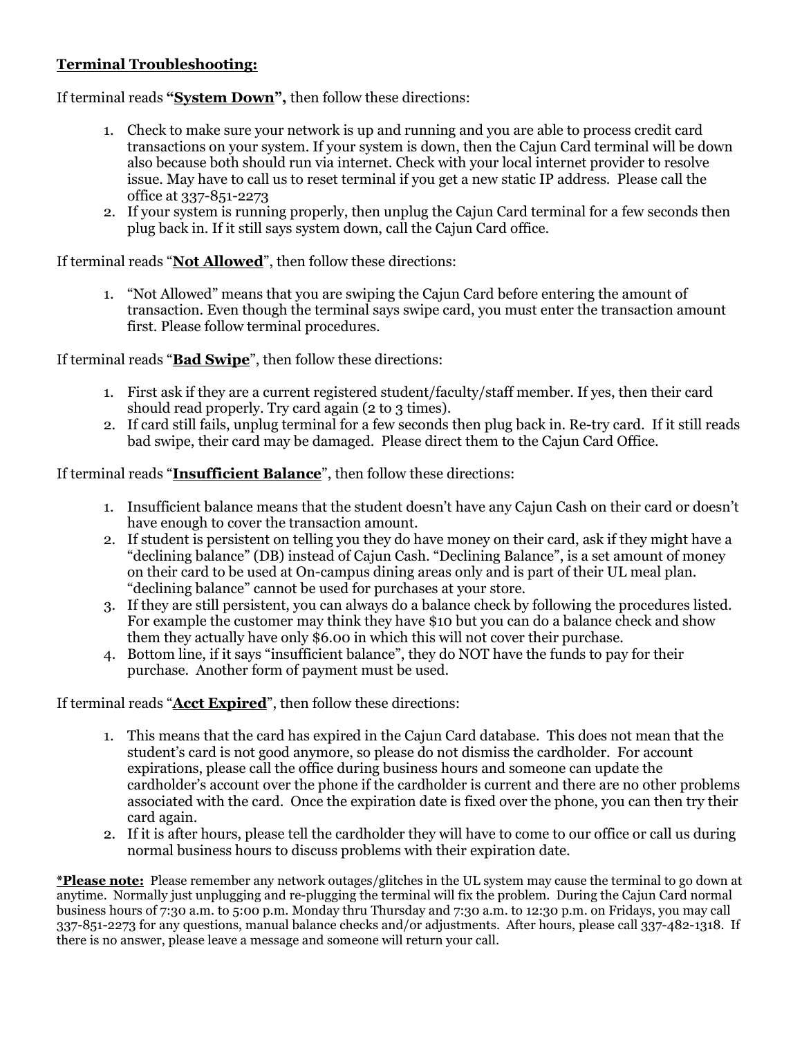**Terminal Troubleshooting:**

If terminal reads **"System Down",** then follow these directions:

1. Check to make sure your network is up and running and you are able to process credit card transactions on your system. If your system is down, then the Cajun Card terminal will be down also because both should run via internet. Check with your local internet provider to resolve issue. May have to call us to reset terminal if you get a new static IP address. Please call the office at 337-851-2273
2. If your system is running properly, then unplug the Cajun Card terminal for a few seconds then plug back in. If it still says system down, call the Cajun Card office.

If terminal reads "**Not Allowed**", then follow these directions:

1. "Not Allowed" means that you are swiping the Cajun Card before entering the amount of transaction. Even though the terminal says swipe card, you must enter the transaction amount first. Please follow terminal procedures.

If terminal reads "**Bad Swipe**", then follow these directions:

1. First ask if they are a current registered student/faculty/staff member. If yes, then their card should read properly. Try card again (2 to 3 times).
2. If card still fails, unplug terminal for a few seconds then plug back in. Re-try card. If it still reads bad swipe, their card may be damaged. Please direct them to the Cajun Card Office.

If terminal reads "**Insufficient Balance**", then follow these directions:

1. Insufficient balance means that the student doesn't have any Cajun Cash on their card or doesn't have enough to cover the transaction amount.
2. If student is persistent on telling you they do have money on their card, ask if they might have a "declining balance" (DB) instead of Cajun Cash. "Declining Balance", is a set amount of money on their card to be used at On-campus dining areas only and is part of their UL meal plan. "declining balance" cannot be used for purchases at your store.
3. If they are still persistent, you can always do a balance check by following the procedures listed. For example the customer may think they have $10 but you can do a balance check and show them they actually have only $6.00 in which this will not cover their purchase.
4. Bottom line, if it says "insufficient balance", they do NOT have the funds to pay for their purchase. Another form of payment must be used.

If terminal reads "**Acct Expired**", then follow these directions:

1. This means that the card has expired in the Cajun Card database. This does not mean that the student's card is not good anymore, so please do not dismiss the cardholder. For account expirations, please call the office during business hours and someone can update the cardholder's account over the phone if the cardholder is current and there are no other problems associated with the card. Once the expiration date is fixed over the phone, you can then try their card again.
2. If it is after hours, please tell the cardholder they will have to come to our office or call us during normal business hours to discuss problems with their expiration date.

***Please note:** Please remember any network outages/glitches in the UL system may cause the terminal to go down at anytime. Normally just unplugging and re-plugging the terminal will fix the problem. During the Cajun Card normal business hours of 7:30 a.m. to 5:00 p.m. Monday thru Thursday and 7:30 a.m. to 12:30 p.m. on Fridays, you may call 337-851-2273 for any questions, manual balance checks and/or adjustments. After hours, please call 337-482-1318. If there is no answer, please leave a message and someone will return your call.